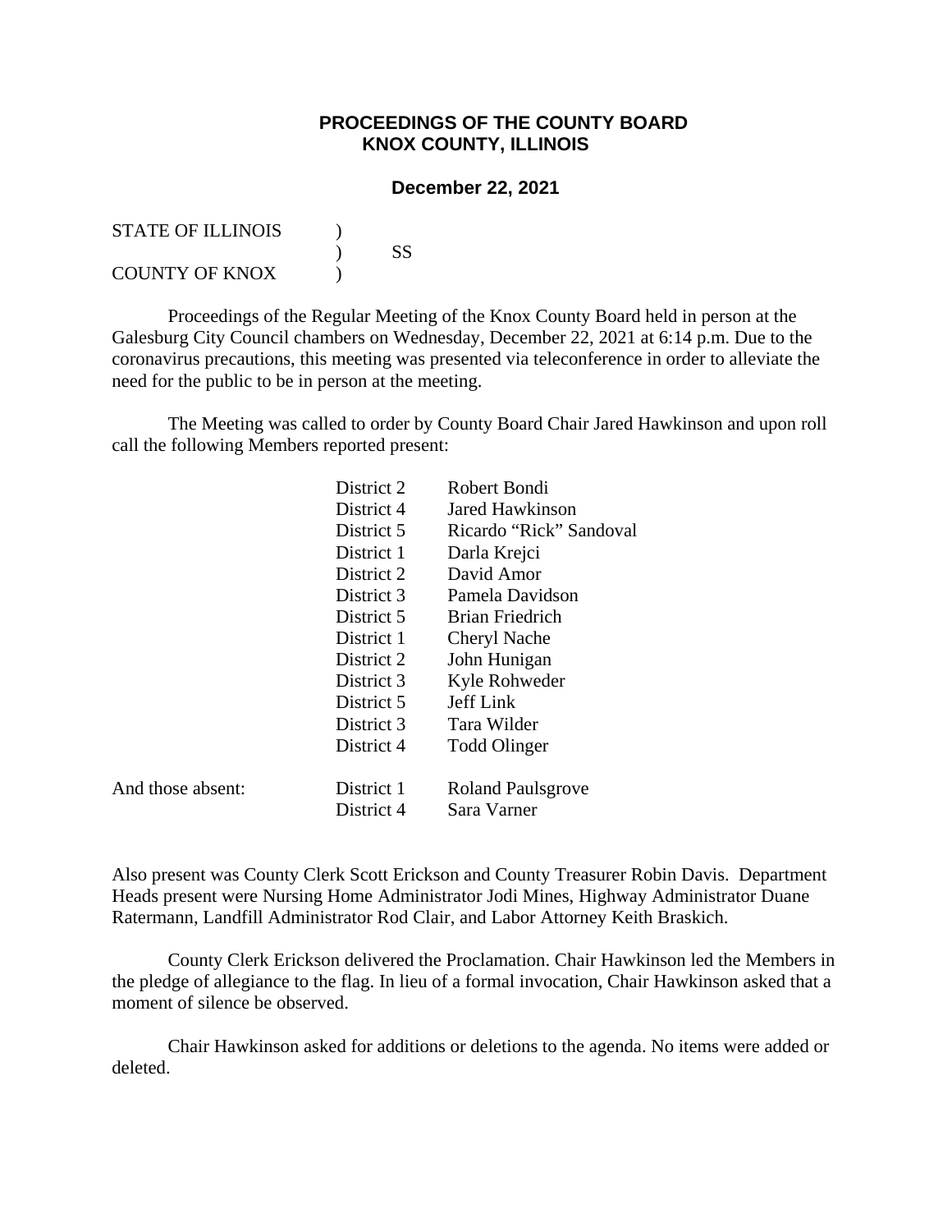# PROCEEDINGS OF THE COUNTY BOARD
# KNOX COUNTY, ILLINOIS

## December 22, 2021

STATE OF ILLINOIS )
) SS
COUNTY OF KNOX )

Proceedings of the Regular Meeting of the Knox County Board held in person at the Galesburg City Council chambers on Wednesday, December 22, 2021 at 6:14 p.m. Due to the coronavirus precautions, this meeting was presented via teleconference in order to alleviate the need for the public to be in person at the meeting.

The Meeting was called to order by County Board Chair Jared Hawkinson and upon roll call the following Members reported present:

| | | |
|---|---|---|
| | District 2 | Robert Bondi |
| | District 4 | Jared Hawkinson |
| | District 5 | Ricardo "Rick" Sandoval |
| | District 1 | Darla Krejci |
| | District 2 | David Amor |
| | District 3 | Pamela Davidson |
| | District 5 | Brian Friedrich |
| | District 1 | Cheryl Nache |
| | District 2 | John Hunigan |
| | District 3 | Kyle Rohweder |
| | District 5 | Jeff Link |
| | District 3 | Tara Wilder |
| | District 4 | Todd Olinger |
| And those absent: | District 1 | Roland Paulsgrove |
| | District 4 | Sara Varner |

Also present was County Clerk Scott Erickson and County Treasurer Robin Davis. Department Heads present were Nursing Home Administrator Jodi Mines, Highway Administrator Duane Ratermann, Landfill Administrator Rod Clair, and Labor Attorney Keith Braskich.

County Clerk Erickson delivered the Proclamation. Chair Hawkinson led the Members in the pledge of allegiance to the flag. In lieu of a formal invocation, Chair Hawkinson asked that a moment of silence be observed.

Chair Hawkinson asked for additions or deletions to the agenda. No items were added or deleted.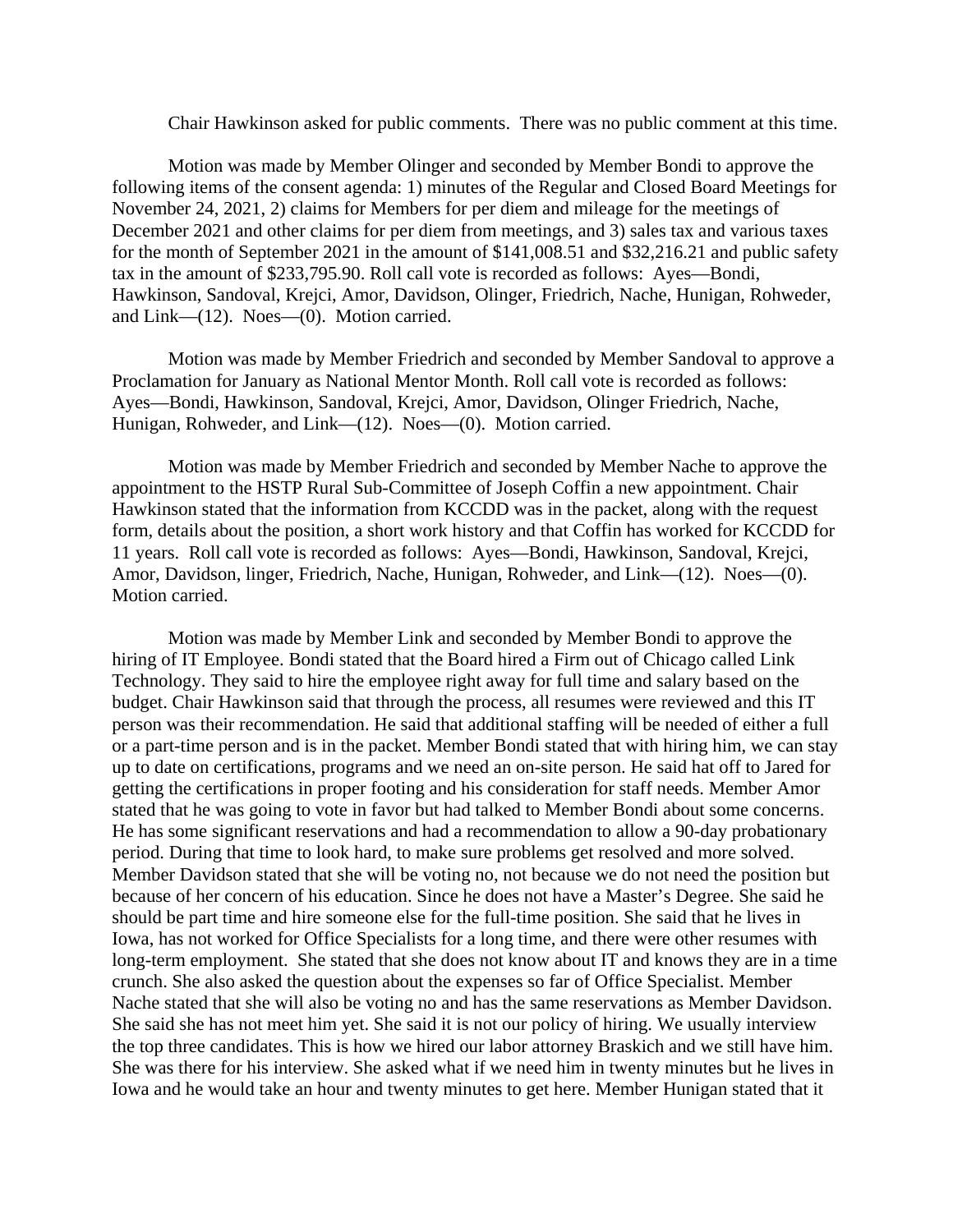Chair Hawkinson asked for public comments. There was no public comment at this time.

Motion was made by Member Olinger and seconded by Member Bondi to approve the following items of the consent agenda: 1) minutes of the Regular and Closed Board Meetings for November 24, 2021, 2) claims for Members for per diem and mileage for the meetings of December 2021 and other claims for per diem from meetings, and 3) sales tax and various taxes for the month of September 2021 in the amount of $141,008.51 and $32,216.21 and public safety tax in the amount of $233,795.90. Roll call vote is recorded as follows: Ayes—Bondi, Hawkinson, Sandoval, Krejci, Amor, Davidson, Olinger, Friedrich, Nache, Hunigan, Rohweder, and Link—(12). Noes—(0). Motion carried.

Motion was made by Member Friedrich and seconded by Member Sandoval to approve a Proclamation for January as National Mentor Month. Roll call vote is recorded as follows: Ayes—Bondi, Hawkinson, Sandoval, Krejci, Amor, Davidson, Olinger Friedrich, Nache, Hunigan, Rohweder, and Link—(12). Noes—(0). Motion carried.

Motion was made by Member Friedrich and seconded by Member Nache to approve the appointment to the HSTP Rural Sub-Committee of Joseph Coffin a new appointment. Chair Hawkinson stated that the information from KCCDD was in the packet, along with the request form, details about the position, a short work history and that Coffin has worked for KCCDD for 11 years. Roll call vote is recorded as follows: Ayes—Bondi, Hawkinson, Sandoval, Krejci, Amor, Davidson, linger, Friedrich, Nache, Hunigan, Rohweder, and Link—(12). Noes—(0). Motion carried.

Motion was made by Member Link and seconded by Member Bondi to approve the hiring of IT Employee. Bondi stated that the Board hired a Firm out of Chicago called Link Technology. They said to hire the employee right away for full time and salary based on the budget. Chair Hawkinson said that through the process, all resumes were reviewed and this IT person was their recommendation. He said that additional staffing will be needed of either a full or a part-time person and is in the packet. Member Bondi stated that with hiring him, we can stay up to date on certifications, programs and we need an on-site person. He said hat off to Jared for getting the certifications in proper footing and his consideration for staff needs. Member Amor stated that he was going to vote in favor but had talked to Member Bondi about some concerns. He has some significant reservations and had a recommendation to allow a 90-day probationary period. During that time to look hard, to make sure problems get resolved and more solved. Member Davidson stated that she will be voting no, not because we do not need the position but because of her concern of his education. Since he does not have a Master's Degree. She said he should be part time and hire someone else for the full-time position. She said that he lives in Iowa, has not worked for Office Specialists for a long time, and there were other resumes with long-term employment. She stated that she does not know about IT and knows they are in a time crunch. She also asked the question about the expenses so far of Office Specialist. Member Nache stated that she will also be voting no and has the same reservations as Member Davidson. She said she has not meet him yet. She said it is not our policy of hiring. We usually interview the top three candidates. This is how we hired our labor attorney Braskich and we still have him. She was there for his interview. She asked what if we need him in twenty minutes but he lives in Iowa and he would take an hour and twenty minutes to get here. Member Hunigan stated that it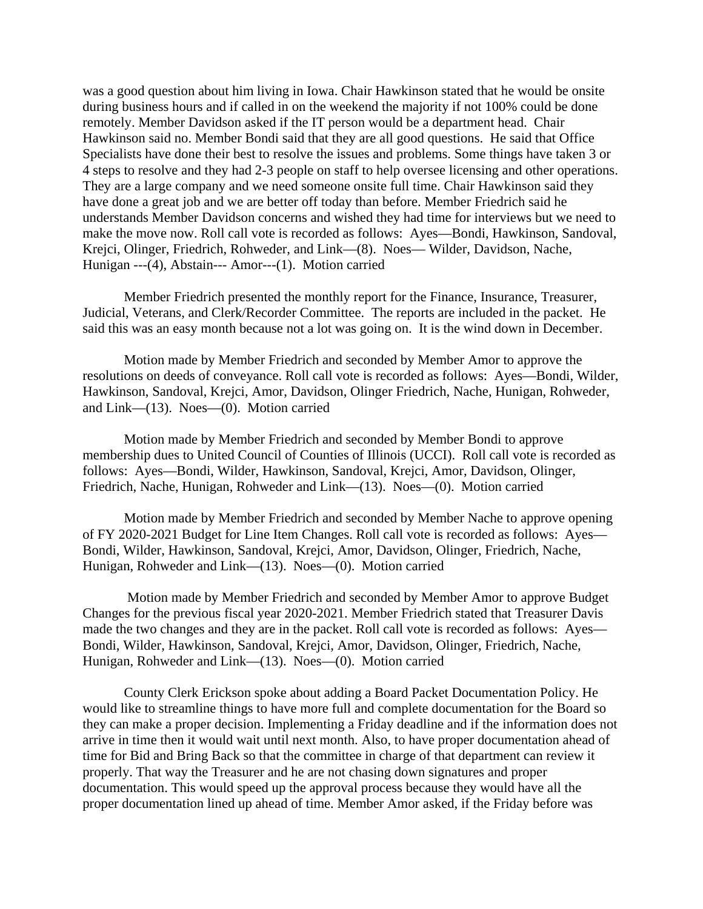was a good question about him living in Iowa. Chair Hawkinson stated that he would be onsite during business hours and if called in on the weekend the majority if not 100% could be done remotely. Member Davidson asked if the IT person would be a department head. Chair Hawkinson said no. Member Bondi said that they are all good questions. He said that Office Specialists have done their best to resolve the issues and problems. Some things have taken 3 or 4 steps to resolve and they had 2-3 people on staff to help oversee licensing and other operations. They are a large company and we need someone onsite full time. Chair Hawkinson said they have done a great job and we are better off today than before. Member Friedrich said he understands Member Davidson concerns and wished they had time for interviews but we need to make the move now. Roll call vote is recorded as follows: Ayes—Bondi, Hawkinson, Sandoval, Krejci, Olinger, Friedrich, Rohweder, and Link—(8). Noes— Wilder, Davidson, Nache, Hunigan ---(4), Abstain--- Amor---(1). Motion carried

Member Friedrich presented the monthly report for the Finance, Insurance, Treasurer, Judicial, Veterans, and Clerk/Recorder Committee. The reports are included in the packet. He said this was an easy month because not a lot was going on. It is the wind down in December.

Motion made by Member Friedrich and seconded by Member Amor to approve the resolutions on deeds of conveyance. Roll call vote is recorded as follows: Ayes—Bondi, Wilder, Hawkinson, Sandoval, Krejci, Amor, Davidson, Olinger Friedrich, Nache, Hunigan, Rohweder, and Link—(13). Noes—(0). Motion carried

Motion made by Member Friedrich and seconded by Member Bondi to approve membership dues to United Council of Counties of Illinois (UCCI). Roll call vote is recorded as follows: Ayes—Bondi, Wilder, Hawkinson, Sandoval, Krejci, Amor, Davidson, Olinger, Friedrich, Nache, Hunigan, Rohweder and Link—(13). Noes—(0). Motion carried

Motion made by Member Friedrich and seconded by Member Nache to approve opening of FY 2020-2021 Budget for Line Item Changes. Roll call vote is recorded as follows: Ayes—Bondi, Wilder, Hawkinson, Sandoval, Krejci, Amor, Davidson, Olinger, Friedrich, Nache, Hunigan, Rohweder and Link—(13). Noes—(0). Motion carried

Motion made by Member Friedrich and seconded by Member Amor to approve Budget Changes for the previous fiscal year 2020-2021. Member Friedrich stated that Treasurer Davis made the two changes and they are in the packet. Roll call vote is recorded as follows: Ayes—Bondi, Wilder, Hawkinson, Sandoval, Krejci, Amor, Davidson, Olinger, Friedrich, Nache, Hunigan, Rohweder and Link—(13). Noes—(0). Motion carried

County Clerk Erickson spoke about adding a Board Packet Documentation Policy. He would like to streamline things to have more full and complete documentation for the Board so they can make a proper decision. Implementing a Friday deadline and if the information does not arrive in time then it would wait until next month. Also, to have proper documentation ahead of time for Bid and Bring Back so that the committee in charge of that department can review it properly. That way the Treasurer and he are not chasing down signatures and proper documentation. This would speed up the approval process because they would have all the proper documentation lined up ahead of time. Member Amor asked, if the Friday before was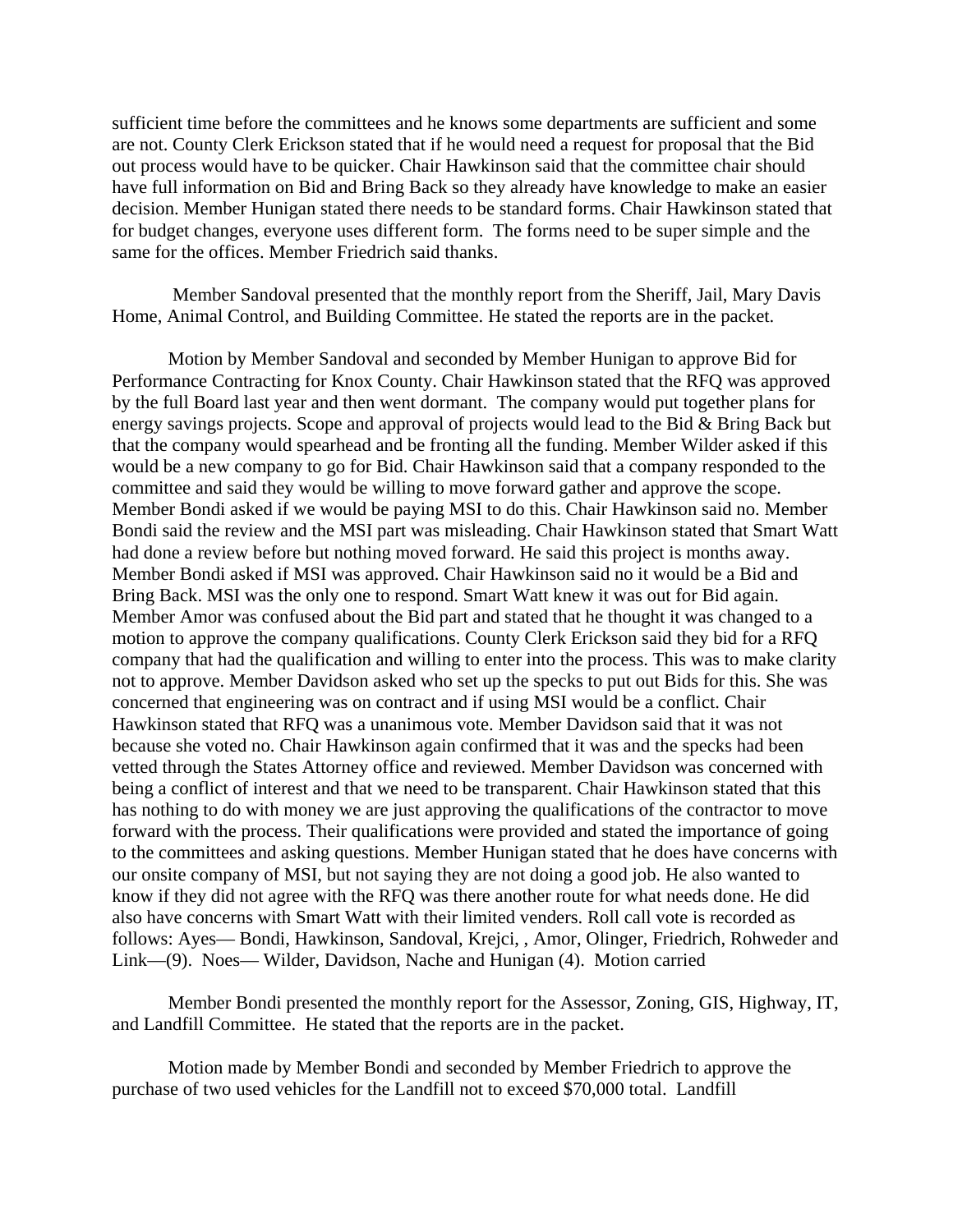sufficient time before the committees and he knows some departments are sufficient and some are not. County Clerk Erickson stated that if he would need a request for proposal that the Bid out process would have to be quicker. Chair Hawkinson said that the committee chair should have full information on Bid and Bring Back so they already have knowledge to make an easier decision. Member Hunigan stated there needs to be standard forms. Chair Hawkinson stated that for budget changes, everyone uses different form. The forms need to be super simple and the same for the offices. Member Friedrich said thanks.

Member Sandoval presented that the monthly report from the Sheriff, Jail, Mary Davis Home, Animal Control, and Building Committee. He stated the reports are in the packet.

Motion by Member Sandoval and seconded by Member Hunigan to approve Bid for Performance Contracting for Knox County. Chair Hawkinson stated that the RFQ was approved by the full Board last year and then went dormant. The company would put together plans for energy savings projects. Scope and approval of projects would lead to the Bid & Bring Back but that the company would spearhead and be fronting all the funding. Member Wilder asked if this would be a new company to go for Bid. Chair Hawkinson said that a company responded to the committee and said they would be willing to move forward gather and approve the scope. Member Bondi asked if we would be paying MSI to do this. Chair Hawkinson said no. Member Bondi said the review and the MSI part was misleading. Chair Hawkinson stated that Smart Watt had done a review before but nothing moved forward. He said this project is months away. Member Bondi asked if MSI was approved. Chair Hawkinson said no it would be a Bid and Bring Back. MSI was the only one to respond. Smart Watt knew it was out for Bid again. Member Amor was confused about the Bid part and stated that he thought it was changed to a motion to approve the company qualifications. County Clerk Erickson said they bid for a RFQ company that had the qualification and willing to enter into the process. This was to make clarity not to approve. Member Davidson asked who set up the specks to put out Bids for this. She was concerned that engineering was on contract and if using MSI would be a conflict. Chair Hawkinson stated that RFQ was a unanimous vote. Member Davidson said that it was not because she voted no. Chair Hawkinson again confirmed that it was and the specks had been vetted through the States Attorney office and reviewed. Member Davidson was concerned with being a conflict of interest and that we need to be transparent. Chair Hawkinson stated that this has nothing to do with money we are just approving the qualifications of the contractor to move forward with the process. Their qualifications were provided and stated the importance of going to the committees and asking questions. Member Hunigan stated that he does have concerns with our onsite company of MSI, but not saying they are not doing a good job. He also wanted to know if they did not agree with the RFQ was there another route for what needs done. He did also have concerns with Smart Watt with their limited venders. Roll call vote is recorded as follows: Ayes— Bondi, Hawkinson, Sandoval, Krejci, , Amor, Olinger, Friedrich, Rohweder and Link—(9). Noes— Wilder, Davidson, Nache and Hunigan (4). Motion carried

Member Bondi presented the monthly report for the Assessor, Zoning, GIS, Highway, IT, and Landfill Committee. He stated that the reports are in the packet.

Motion made by Member Bondi and seconded by Member Friedrich to approve the purchase of two used vehicles for the Landfill not to exceed $70,000 total. Landfill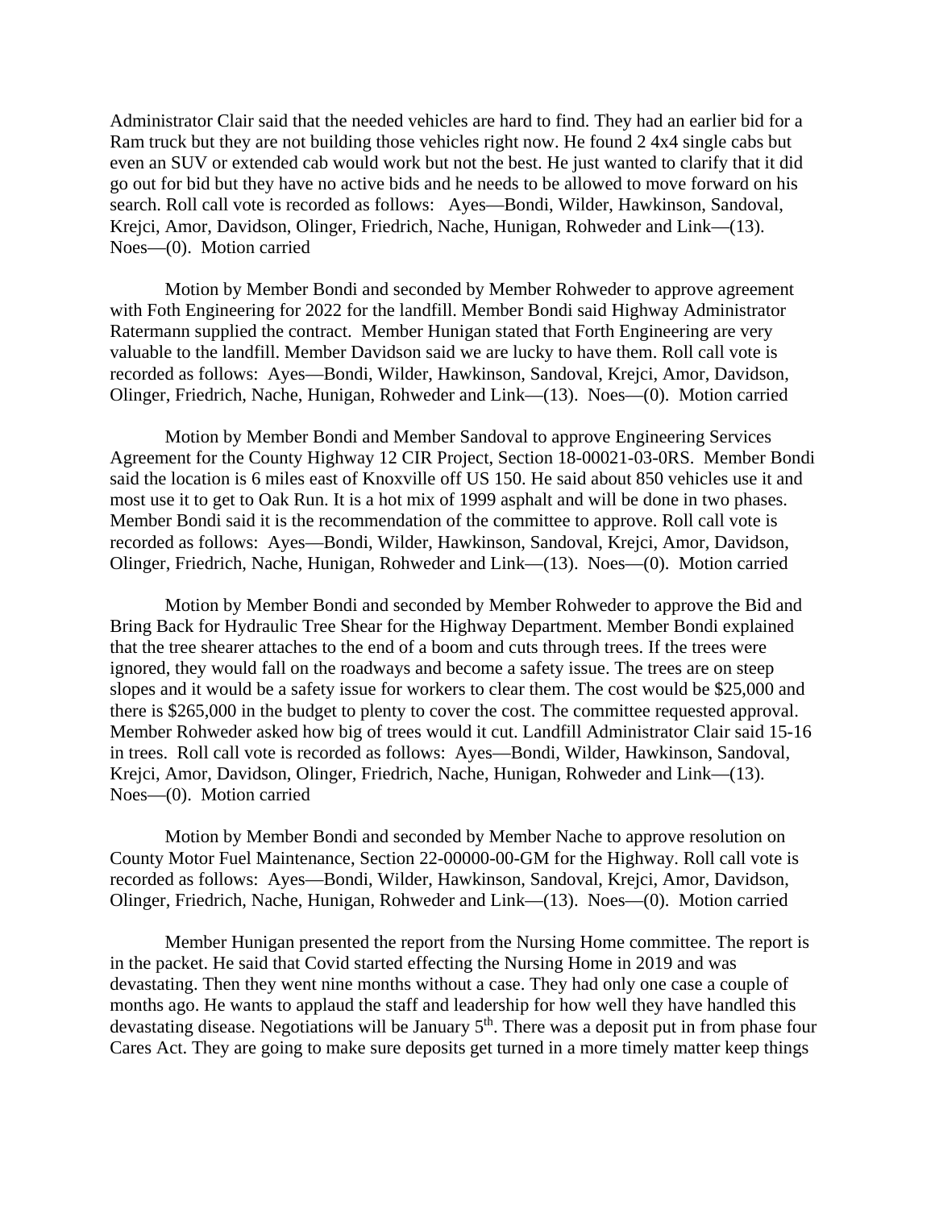Administrator Clair said that the needed vehicles are hard to find. They had an earlier bid for a Ram truck but they are not building those vehicles right now. He found 2 4x4 single cabs but even an SUV or extended cab would work but not the best. He just wanted to clarify that it did go out for bid but they have no active bids and he needs to be allowed to move forward on his search. Roll call vote is recorded as follows: Ayes—Bondi, Wilder, Hawkinson, Sandoval, Krejci, Amor, Davidson, Olinger, Friedrich, Nache, Hunigan, Rohweder and Link—(13). Noes—(0). Motion carried

Motion by Member Bondi and seconded by Member Rohweder to approve agreement with Foth Engineering for 2022 for the landfill. Member Bondi said Highway Administrator Ratermann supplied the contract. Member Hunigan stated that Forth Engineering are very valuable to the landfill. Member Davidson said we are lucky to have them. Roll call vote is recorded as follows: Ayes—Bondi, Wilder, Hawkinson, Sandoval, Krejci, Amor, Davidson, Olinger, Friedrich, Nache, Hunigan, Rohweder and Link—(13). Noes—(0). Motion carried

Motion by Member Bondi and Member Sandoval to approve Engineering Services Agreement for the County Highway 12 CIR Project, Section 18-00021-03-0RS. Member Bondi said the location is 6 miles east of Knoxville off US 150. He said about 850 vehicles use it and most use it to get to Oak Run. It is a hot mix of 1999 asphalt and will be done in two phases. Member Bondi said it is the recommendation of the committee to approve. Roll call vote is recorded as follows: Ayes—Bondi, Wilder, Hawkinson, Sandoval, Krejci, Amor, Davidson, Olinger, Friedrich, Nache, Hunigan, Rohweder and Link—(13). Noes—(0). Motion carried

Motion by Member Bondi and seconded by Member Rohweder to approve the Bid and Bring Back for Hydraulic Tree Shear for the Highway Department. Member Bondi explained that the tree shearer attaches to the end of a boom and cuts through trees. If the trees were ignored, they would fall on the roadways and become a safety issue. The trees are on steep slopes and it would be a safety issue for workers to clear them. The cost would be $25,000 and there is $265,000 in the budget to plenty to cover the cost. The committee requested approval. Member Rohweder asked how big of trees would it cut. Landfill Administrator Clair said 15-16 in trees. Roll call vote is recorded as follows: Ayes—Bondi, Wilder, Hawkinson, Sandoval, Krejci, Amor, Davidson, Olinger, Friedrich, Nache, Hunigan, Rohweder and Link—(13). Noes—(0). Motion carried

Motion by Member Bondi and seconded by Member Nache to approve resolution on County Motor Fuel Maintenance, Section 22-00000-00-GM for the Highway. Roll call vote is recorded as follows: Ayes—Bondi, Wilder, Hawkinson, Sandoval, Krejci, Amor, Davidson, Olinger, Friedrich, Nache, Hunigan, Rohweder and Link—(13). Noes—(0). Motion carried

Member Hunigan presented the report from the Nursing Home committee. The report is in the packet. He said that Covid started effecting the Nursing Home in 2019 and was devastating. Then they went nine months without a case. They had only one case a couple of months ago. He wants to applaud the staff and leadership for how well they have handled this devastating disease. Negotiations will be January 5th. There was a deposit put in from phase four Cares Act. They are going to make sure deposits get turned in a more timely matter keep things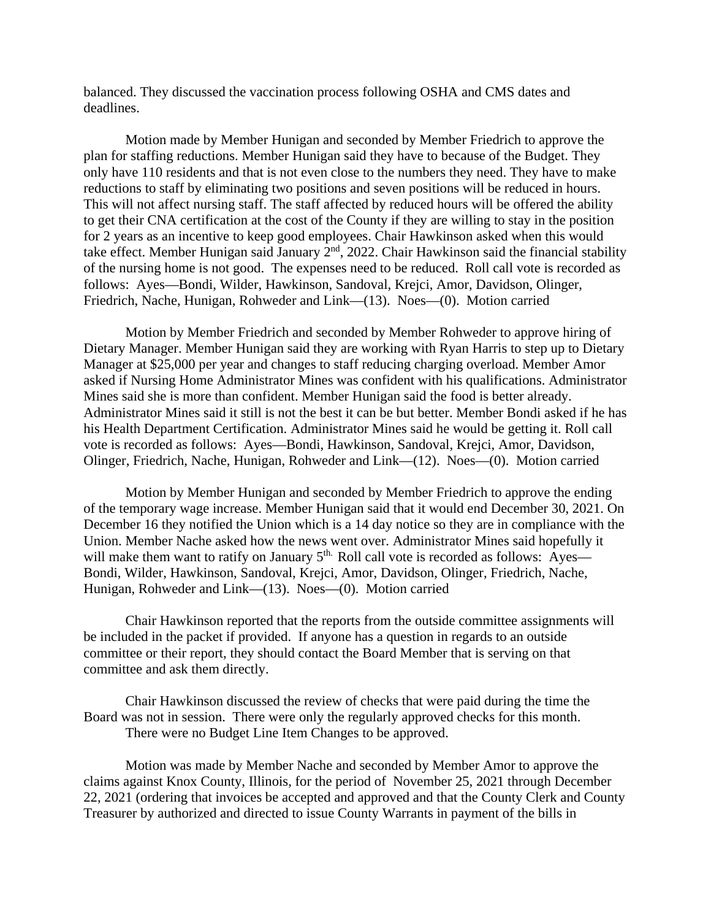balanced. They discussed the vaccination process following OSHA and CMS dates and deadlines.

Motion made by Member Hunigan and seconded by Member Friedrich to approve the plan for staffing reductions. Member Hunigan said they have to because of the Budget. They only have 110 residents and that is not even close to the numbers they need. They have to make reductions to staff by eliminating two positions and seven positions will be reduced in hours. This will not affect nursing staff. The staff affected by reduced hours will be offered the ability to get their CNA certification at the cost of the County if they are willing to stay in the position for 2 years as an incentive to keep good employees. Chair Hawkinson asked when this would take effect. Member Hunigan said January 2nd, 2022. Chair Hawkinson said the financial stability of the nursing home is not good. The expenses need to be reduced. Roll call vote is recorded as follows: Ayes—Bondi, Wilder, Hawkinson, Sandoval, Krejci, Amor, Davidson, Olinger, Friedrich, Nache, Hunigan, Rohweder and Link—(13). Noes—(0). Motion carried

Motion by Member Friedrich and seconded by Member Rohweder to approve hiring of Dietary Manager. Member Hunigan said they are working with Ryan Harris to step up to Dietary Manager at $25,000 per year and changes to staff reducing charging overload. Member Amor asked if Nursing Home Administrator Mines was confident with his qualifications. Administrator Mines said she is more than confident. Member Hunigan said the food is better already. Administrator Mines said it still is not the best it can be but better. Member Bondi asked if he has his Health Department Certification. Administrator Mines said he would be getting it. Roll call vote is recorded as follows: Ayes—Bondi, Hawkinson, Sandoval, Krejci, Amor, Davidson, Olinger, Friedrich, Nache, Hunigan, Rohweder and Link—(12). Noes—(0). Motion carried

Motion by Member Hunigan and seconded by Member Friedrich to approve the ending of the temporary wage increase. Member Hunigan said that it would end December 30, 2021. On December 16 they notified the Union which is a 14 day notice so they are in compliance with the Union. Member Nache asked how the news went over. Administrator Mines said hopefully it will make them want to ratify on January 5th. Roll call vote is recorded as follows: Ayes—Bondi, Wilder, Hawkinson, Sandoval, Krejci, Amor, Davidson, Olinger, Friedrich, Nache, Hunigan, Rohweder and Link—(13). Noes—(0). Motion carried

Chair Hawkinson reported that the reports from the outside committee assignments will be included in the packet if provided. If anyone has a question in regards to an outside committee or their report, they should contact the Board Member that is serving on that committee and ask them directly.

Chair Hawkinson discussed the review of checks that were paid during the time the Board was not in session. There were only the regularly approved checks for this month.
There were no Budget Line Item Changes to be approved.

Motion was made by Member Nache and seconded by Member Amor to approve the claims against Knox County, Illinois, for the period of November 25, 2021 through December 22, 2021 (ordering that invoices be accepted and approved and that the County Clerk and County Treasurer by authorized and directed to issue County Warrants in payment of the bills in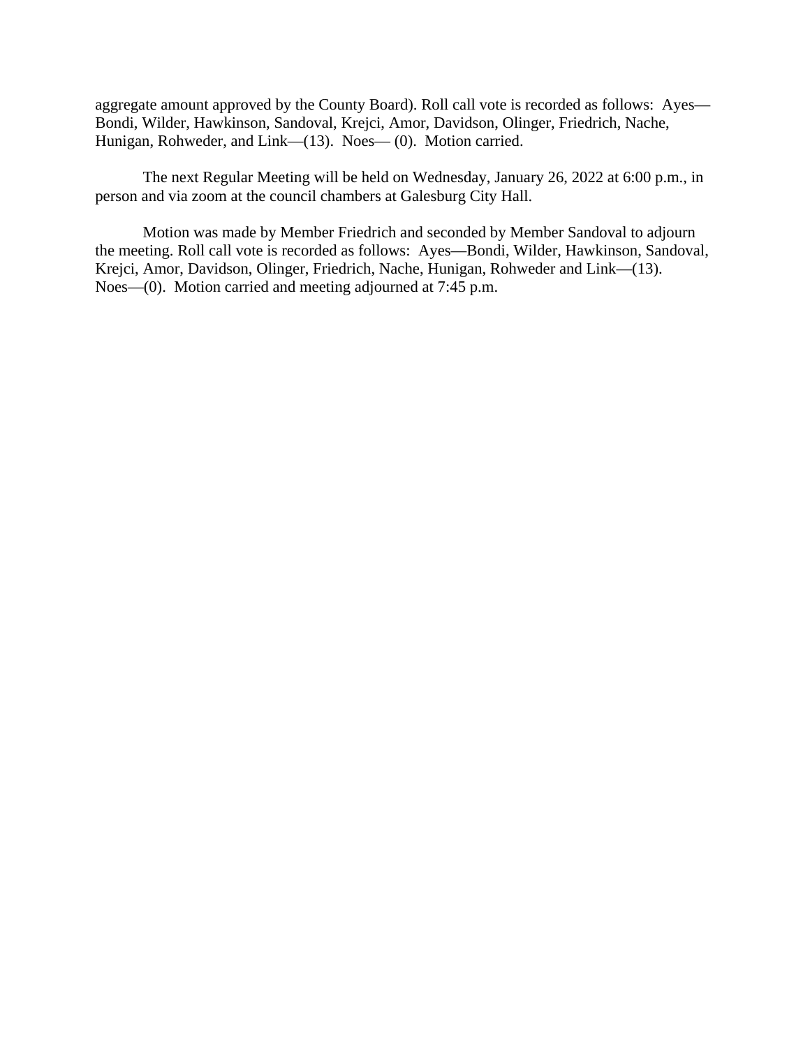aggregate amount approved by the County Board). Roll call vote is recorded as follows: Ayes—Bondi, Wilder, Hawkinson, Sandoval, Krejci, Amor, Davidson, Olinger, Friedrich, Nache, Hunigan, Rohweder, and Link—(13). Noes— (0). Motion carried.

The next Regular Meeting will be held on Wednesday, January 26, 2022 at 6:00 p.m., in person and via zoom at the council chambers at Galesburg City Hall.

Motion was made by Member Friedrich and seconded by Member Sandoval to adjourn the meeting. Roll call vote is recorded as follows: Ayes—Bondi, Wilder, Hawkinson, Sandoval, Krejci, Amor, Davidson, Olinger, Friedrich, Nache, Hunigan, Rohweder and Link—(13). Noes—(0). Motion carried and meeting adjourned at 7:45 p.m.